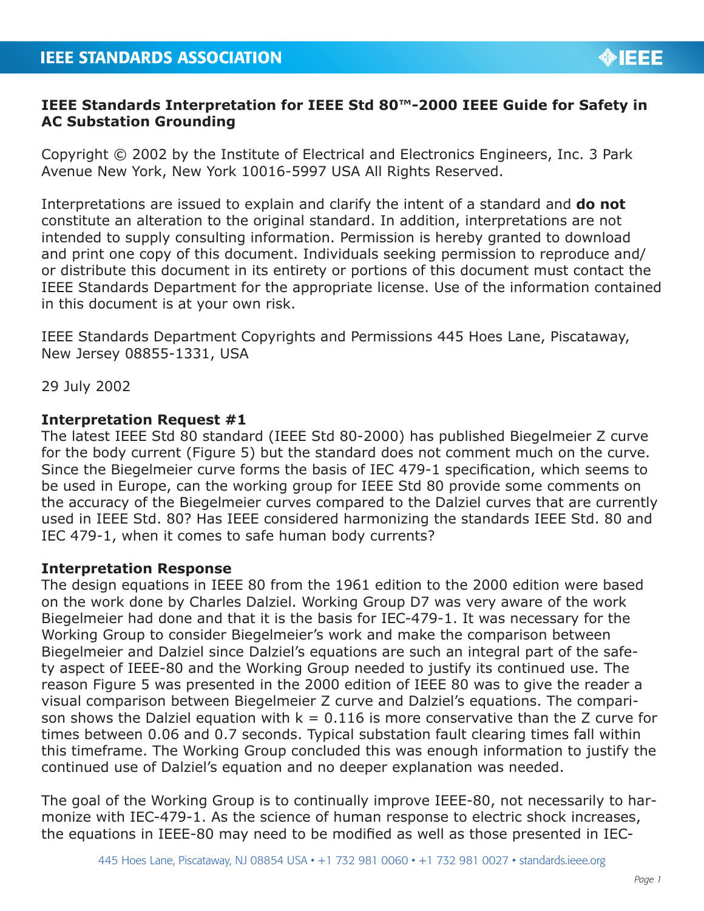**IEEE Standards Interpretation for IEEE Std 80™-2000 IEEE Guide for Safety in AC Substation Grounding**

Copyright © 2002 by the Institute of Electrical and Electronics Engineers, Inc. 3 Park Avenue New York, New York 10016-5997 USA All Rights Reserved.

Interpretations are issued to explain and clarify the intent of a standard and **do not** constitute an alteration to the original standard. In addition, interpretations are not intended to supply consulting information. Permission is hereby granted to download and print one copy of this document. Individuals seeking permission to reproduce and/or distribute this document in its entirety or portions of this document must contact the IEEE Standards Department for the appropriate license. Use of the information contained in this document is at your own risk.

IEEE Standards Department Copyrights and Permissions 445 Hoes Lane, Piscataway, New Jersey 08855-1331, USA

29 July 2002

**Interpretation Request #1**

The latest IEEE Std 80 standard (IEEE Std 80-2000) has published Biegelmeier Z curve for the body current (Figure 5) but the standard does not comment much on the curve. Since the Biegelmeier curve forms the basis of IEC 479-1 specification, which seems to be used in Europe, can the working group for IEEE Std 80 provide some comments on the accuracy of the Biegelmeier curves compared to the Dalziel curves that are currently used in IEEE Std. 80? Has IEEE considered harmonizing the standards IEEE Std. 80 and IEC 479-1, when it comes to safe human body currents?

**Interpretation Response**

The design equations in IEEE 80 from the 1961 edition to the 2000 edition were based on the work done by Charles Dalziel. Working Group D7 was very aware of the work Biegelmeier had done and that it is the basis for IEC-479-1. It was necessary for the Working Group to consider Biegelmeier's work and make the comparison between Biegelmeier and Dalziel since Dalziel's equations are such an integral part of the safety aspect of IEEE-80 and the Working Group needed to justify its continued use. The reason Figure 5 was presented in the 2000 edition of IEEE 80 was to give the reader a visual comparison between Biegelmeier Z curve and Dalziel's equations. The comparison shows the Dalziel equation with $k = 0.116$ is more conservative than the Z curve for times between 0.06 and 0.7 seconds. Typical substation fault clearing times fall within this timeframe. The Working Group concluded this was enough information to justify the continued use of Dalziel's equation and no deeper explanation was needed.

The goal of the Working Group is to continually improve IEEE-80, not necessarily to harmonize with IEC-479-1. As the science of human response to electric shock increases, the equations in IEEE-80 may need to be modified as well as those presented in IEC-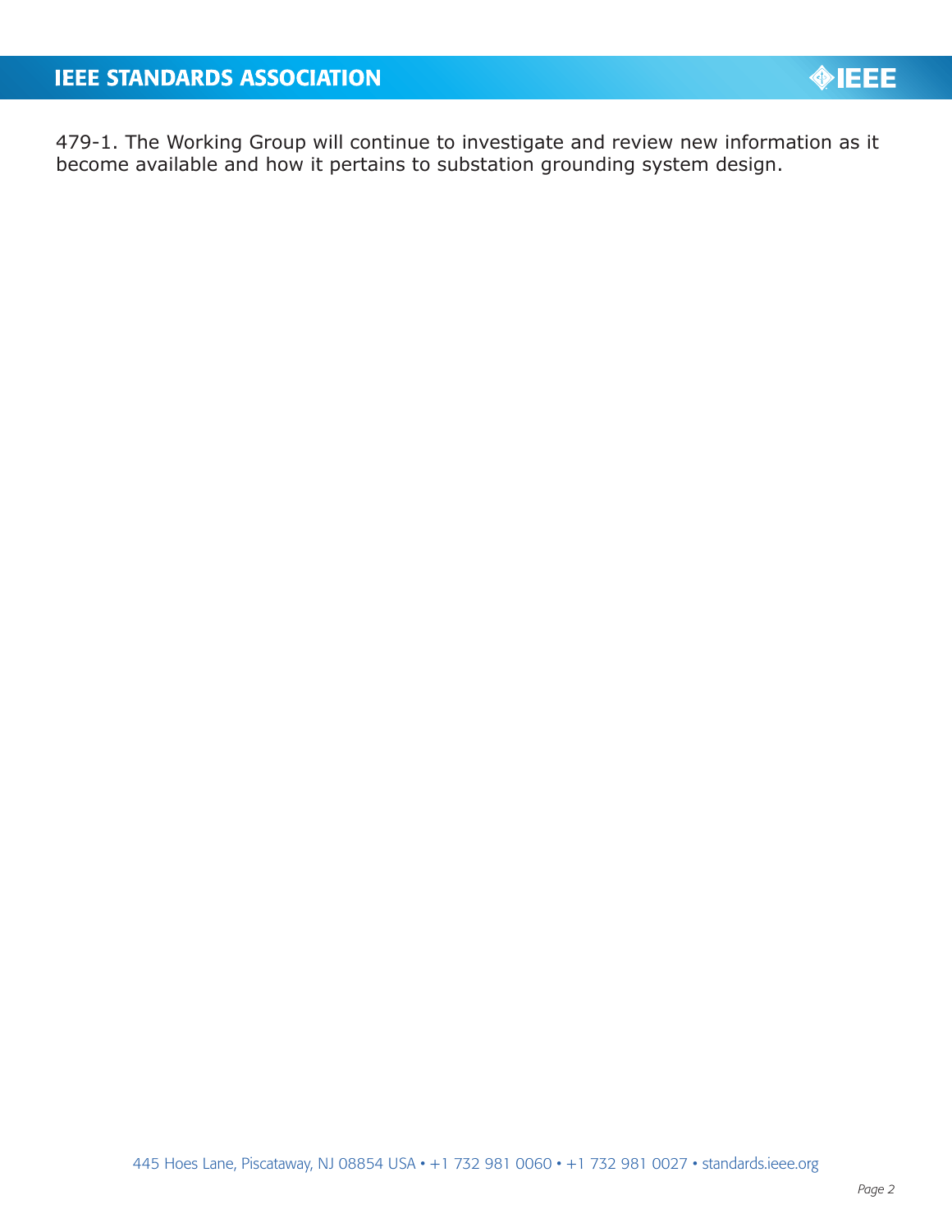479-1. The Working Group will continue to investigate and review new information as it become available and how it pertains to substation grounding system design.